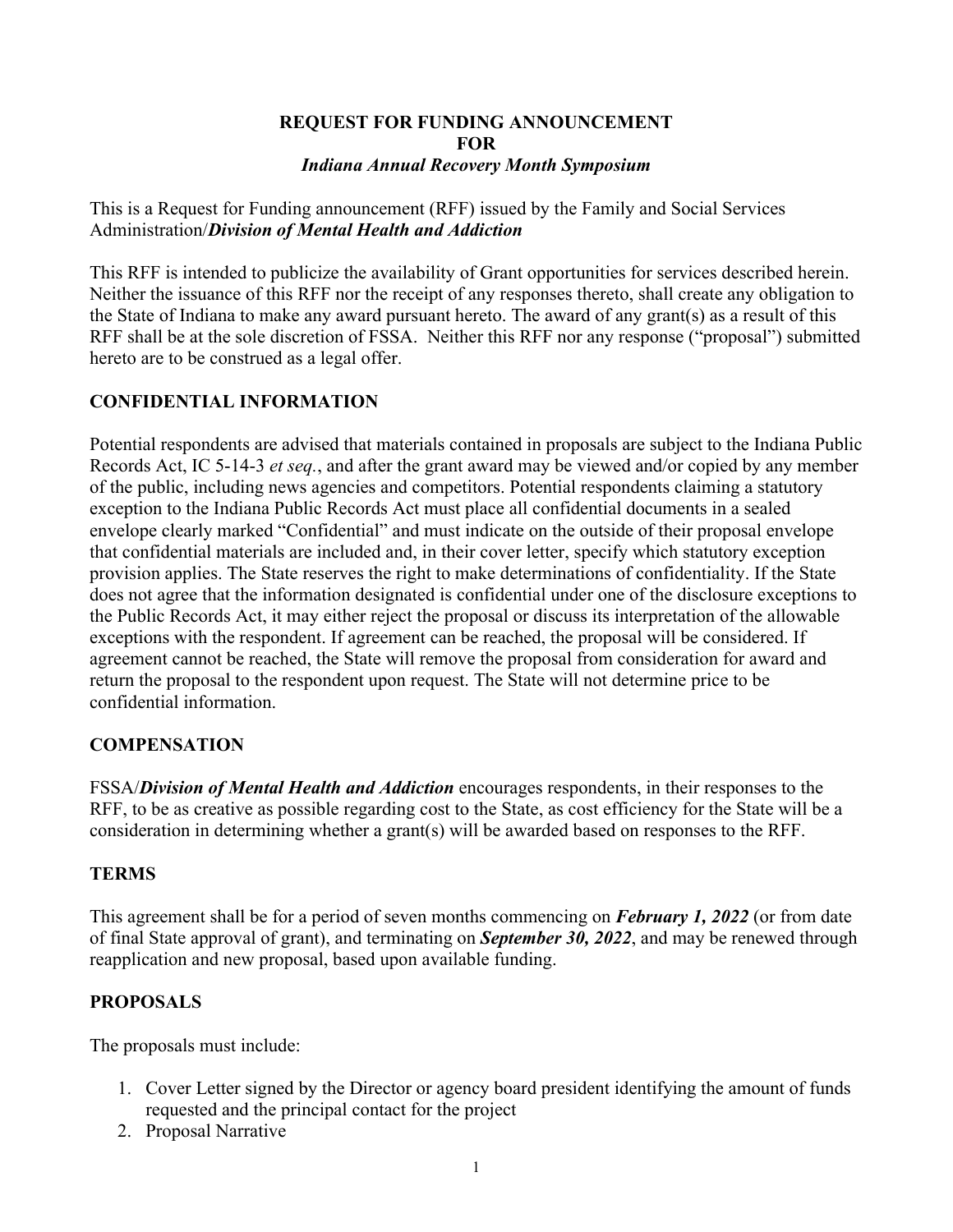**REQUEST FOR FUNDING ANNOUNCEMENT**
**FOR**
***Indiana Annual Recovery Month Symposium***

This is a Request for Funding announcement (RFF) issued by the Family and Social Services Administration/***Division of Mental Health and Addiction***

This RFF is intended to publicize the availability of Grant opportunities for services described herein. Neither the issuance of this RFF nor the receipt of any responses thereto, shall create any obligation to the State of Indiana to make any award pursuant hereto. The award of any grant(s) as a result of this RFF shall be at the sole discretion of FSSA. Neither this RFF nor any response ("proposal") submitted hereto are to be construed as a legal offer.

## CONFIDENTIAL INFORMATION

Potential respondents are advised that materials contained in proposals are subject to the Indiana Public Records Act, IC 5-14-3 *et seq.*, and after the grant award may be viewed and/or copied by any member of the public, including news agencies and competitors. Potential respondents claiming a statutory exception to the Indiana Public Records Act must place all confidential documents in a sealed envelope clearly marked "Confidential" and must indicate on the outside of their proposal envelope that confidential materials are included and, in their cover letter, specify which statutory exception provision applies. The State reserves the right to make determinations of confidentiality. If the State does not agree that the information designated is confidential under one of the disclosure exceptions to the Public Records Act, it may either reject the proposal or discuss its interpretation of the allowable exceptions with the respondent. If agreement can be reached, the proposal will be considered. If agreement cannot be reached, the State will remove the proposal from consideration for award and return the proposal to the respondent upon request. The State will not determine price to be confidential information.

## COMPENSATION

FSSA/***Division of Mental Health and Addiction*** encourages respondents, in their responses to the RFF, to be as creative as possible regarding cost to the State, as cost efficiency for the State will be a consideration in determining whether a grant(s) will be awarded based on responses to the RFF.

## TERMS

This agreement shall be for a period of seven months commencing on ***February 1, 2022*** (or from date of final State approval of grant), and terminating on ***September 30, 2022***, and may be renewed through reapplication and new proposal, based upon available funding.

## PROPOSALS

The proposals must include:

1. Cover Letter signed by the Director or agency board president identifying the amount of funds requested and the principal contact for the project
2. Proposal Narrative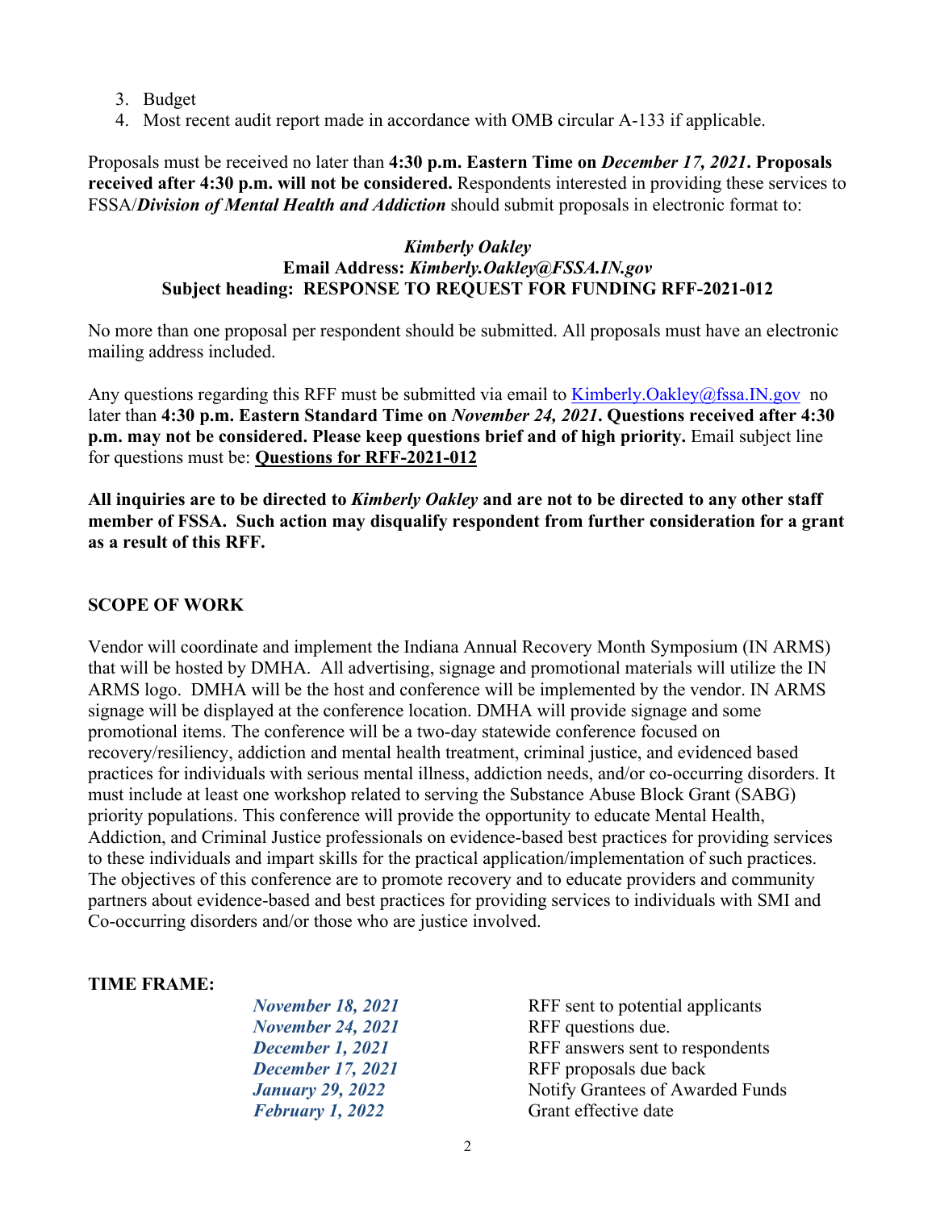3. Budget
4. Most recent audit report made in accordance with OMB circular A-133 if applicable.

Proposals must be received no later than **4:30 p.m. Eastern Time on *December 17, 2021*. Proposals received after 4:30 p.m. will not be considered.** Respondents interested in providing these services to FSSA/***Division of Mental Health and Addiction*** should submit proposals in electronic format to:

***Kimberly Oakley***
**Email Address: *Kimberly.Oakley@FSSA.IN.gov***
**Subject heading: RESPONSE TO REQUEST FOR FUNDING RFF-2021-012**

No more than one proposal per respondent should be submitted. All proposals must have an electronic mailing address included.

Any questions regarding this RFF must be submitted via email to Kimberly.Oakley@fssa.IN.gov no later than **4:30 p.m. Eastern Standard Time on *November 24, 2021*. Questions received after 4:30 p.m. may not be considered. Please keep questions brief and of high priority.** Email subject line for questions must be: **Questions for RFF-2021-012**

**All inquiries are to be directed to *Kimberly Oakley* and are not to be directed to any other staff member of FSSA. Such action may disqualify respondent from further consideration for a grant as a result of this RFF.**

## SCOPE OF WORK

Vendor will coordinate and implement the Indiana Annual Recovery Month Symposium (IN ARMS) that will be hosted by DMHA. All advertising, signage and promotional materials will utilize the IN ARMS logo. DMHA will be the host and conference will be implemented by the vendor. IN ARMS signage will be displayed at the conference location. DMHA will provide signage and some promotional items. The conference will be a two-day statewide conference focused on recovery/resiliency, addiction and mental health treatment, criminal justice, and evidenced based practices for individuals with serious mental illness, addiction needs, and/or co-occurring disorders. It must include at least one workshop related to serving the Substance Abuse Block Grant (SABG) priority populations. This conference will provide the opportunity to educate Mental Health, Addiction, and Criminal Justice professionals on evidence-based best practices for providing services to these individuals and impart skills for the practical application/implementation of such practices. The objectives of this conference are to promote recovery and to educate providers and community partners about evidence-based and best practices for providing services to individuals with SMI and Co-occurring disorders and/or those who are justice involved.

**TIME FRAME:**

| | |
|---|---|
| ***November 18, 2021*** | RFF sent to potential applicants |
| ***November 24, 2021*** | RFF questions due. |
| ***December 1, 2021*** | RFF answers sent to respondents |
| ***December 17, 2021*** | RFF proposals due back |
| ***January 29, 2022*** | Notify Grantees of Awarded Funds |
| ***February 1, 2022*** | Grant effective date |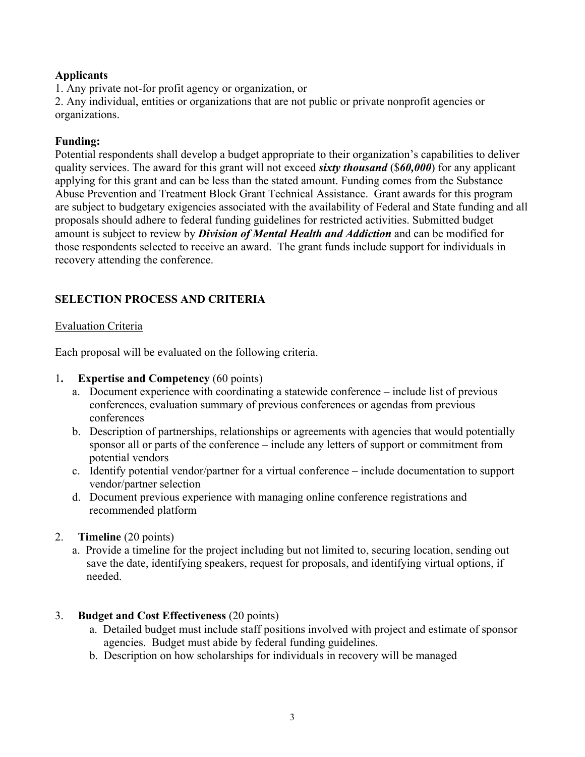**Applicants**

1. Any private not-for profit agency or organization, or
2. Any individual, entities or organizations that are not public or private nonprofit agencies or organizations.

**Funding:**

Potential respondents shall develop a budget appropriate to their organization's capabilities to deliver quality services. The award for this grant will not exceed ***sixty thousand*** **(**$***60,000***) for any applicant applying for this grant and can be less than the stated amount. Funding comes from the Substance Abuse Prevention and Treatment Block Grant Technical Assistance. Grant awards for this program are subject to budgetary exigencies associated with the availability of Federal and State funding and all proposals should adhere to federal funding guidelines for restricted activities. Submitted budget amount is subject to review by ***Division of Mental Health and Addiction*** and can be modified for those respondents selected to receive an award. The grant funds include support for individuals in recovery attending the conference.

## SELECTION PROCESS AND CRITERIA

<u>Evaluation Criteria</u>

Each proposal will be evaluated on the following criteria.

1. **Expertise and Competency** (60 points)
   a. Document experience with coordinating a statewide conference – include list of previous conferences, evaluation summary of previous conferences or agendas from previous conferences
   b. Description of partnerships, relationships or agreements with agencies that would potentially sponsor all or parts of the conference – include any letters of support or commitment from potential vendors
   c. Identify potential vendor/partner for a virtual conference – include documentation to support vendor/partner selection
   d. Document previous experience with managing online conference registrations and recommended platform

2. **Timeline** (20 points)
   a. Provide a timeline for the project including but not limited to, securing location, sending out save the date, identifying speakers, request for proposals, and identifying virtual options, if needed.

3. **Budget and Cost Effectiveness** (20 points)
   a. Detailed budget must include staff positions involved with project and estimate of sponsor agencies. Budget must abide by federal funding guidelines.
   b. Description on how scholarships for individuals in recovery will be managed